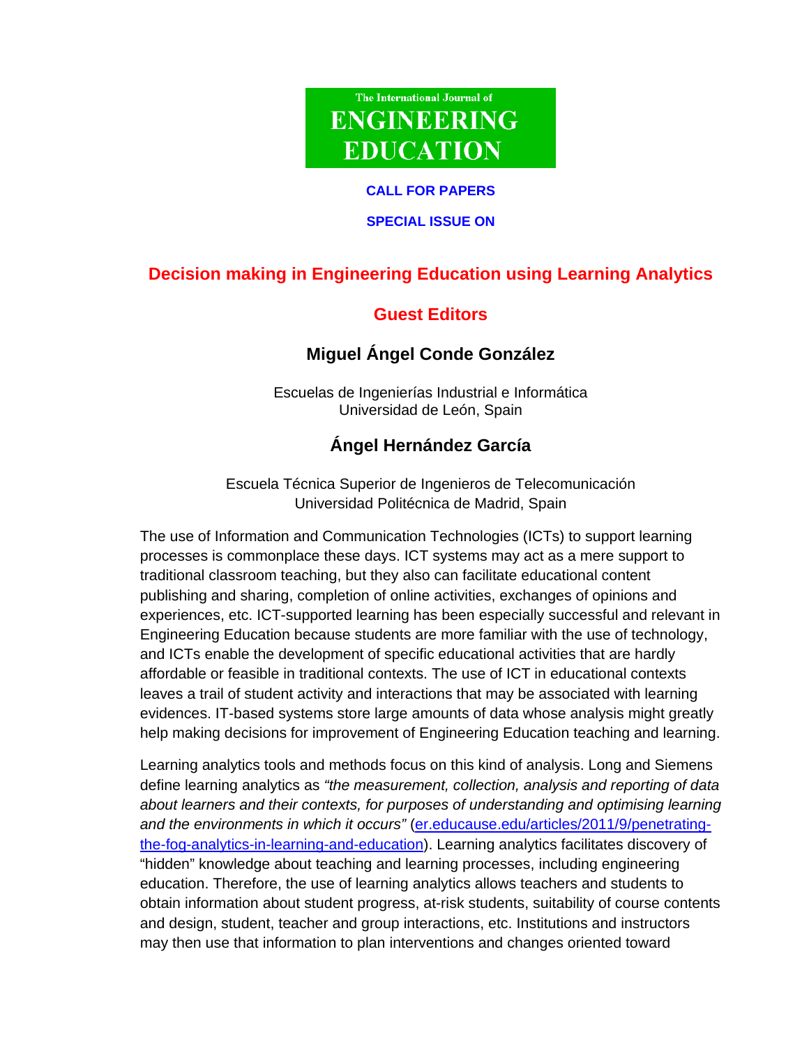The International Journal of

**ENGINEERING EDUCATION**

**CALL FOR PAPERS**

**SPECIAL ISSUE ON**

# Decision making in Engineering Education using Learning Analytics

## Guest Editors

### Miguel Ángel Conde González

Escuelas de Ingenierías Industrial e Informática
Universidad de León, Spain

### Ángel Hernández García

Escuela Técnica Superior de Ingenieros de Telecomunicación
Universidad Politécnica de Madrid, Spain

The use of Information and Communication Technologies (ICTs) to support learning processes is commonplace these days. ICT systems may act as a mere support to traditional classroom teaching, but they also can facilitate educational content publishing and sharing, completion of online activities, exchanges of opinions and experiences, etc. ICT-supported learning has been especially successful and relevant in Engineering Education because students are more familiar with the use of technology, and ICTs enable the development of specific educational activities that are hardly affordable or feasible in traditional contexts. The use of ICT in educational contexts leaves a trail of student activity and interactions that may be associated with learning evidences. IT-based systems store large amounts of data whose analysis might greatly help making decisions for improvement of Engineering Education teaching and learning.

Learning analytics tools and methods focus on this kind of analysis. Long and Siemens define learning analytics as *"the measurement, collection, analysis and reporting of data about learners and their contexts, for purposes of understanding and optimising learning and the environments in which it occurs"* ([er.educause.edu/articles/2011/9/penetrating-the-fog-analytics-in-learning-and-education](er.educause.edu/articles/2011/9/penetrating-the-fog-analytics-in-learning-and-education)). Learning analytics facilitates discovery of "hidden" knowledge about teaching and learning processes, including engineering education. Therefore, the use of learning analytics allows teachers and students to obtain information about student progress, at-risk students, suitability of course contents and design, student, teacher and group interactions, etc. Institutions and instructors may then use that information to plan interventions and changes oriented toward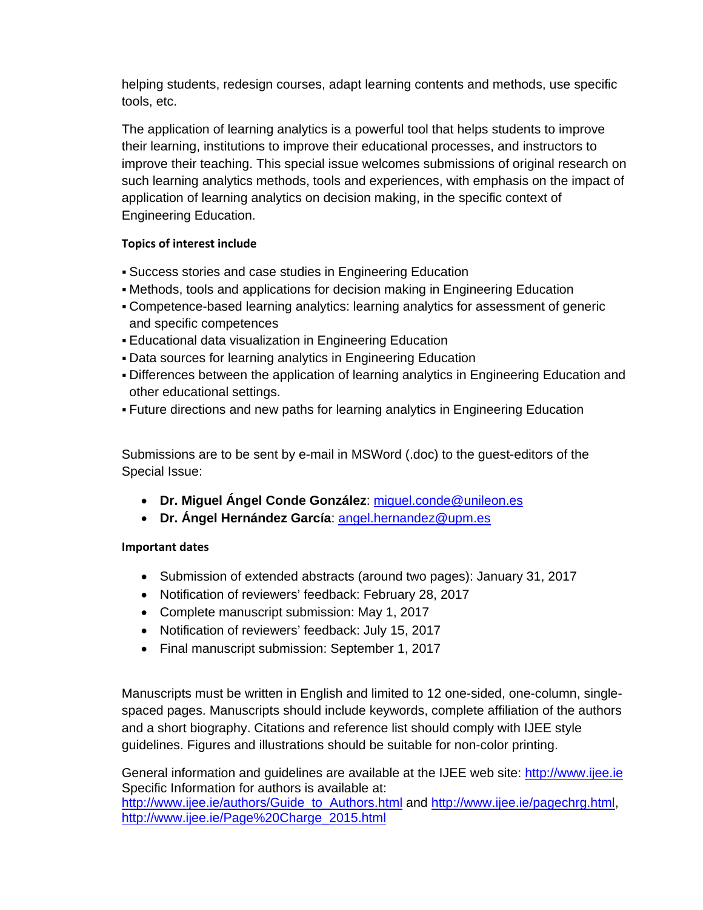helping students, redesign courses, adapt learning contents and methods, use specific tools, etc.

The application of learning analytics is a powerful tool that helps students to improve their learning, institutions to improve their educational processes, and instructors to improve their teaching. This special issue welcomes submissions of original research on such learning analytics methods, tools and experiences, with emphasis on the impact of application of learning analytics on decision making, in the specific context of Engineering Education.

**Topics of interest include**

- Success stories and case studies in Engineering Education
- Methods, tools and applications for decision making in Engineering Education
- Competence-based learning analytics: learning analytics for assessment of generic and specific competences
- Educational data visualization in Engineering Education
- Data sources for learning analytics in Engineering Education
- Differences between the application of learning analytics in Engineering Education and other educational settings.
- Future directions and new paths for learning analytics in Engineering Education

Submissions are to be sent by e-mail in MSWord (.doc) to the guest-editors of the Special Issue:

- **Dr. Miguel Ángel Conde González**: miguel.conde@unileon.es
- **Dr. Ángel Hernández García**: angel.hernandez@upm.es

**Important dates**

- Submission of extended abstracts (around two pages): January 31, 2017
- Notification of reviewers' feedback: February 28, 2017
- Complete manuscript submission: May 1, 2017
- Notification of reviewers' feedback: July 15, 2017
- Final manuscript submission: September 1, 2017

Manuscripts must be written in English and limited to 12 one-sided, one-column, single-spaced pages. Manuscripts should include keywords, complete affiliation of the authors and a short biography. Citations and reference list should comply with IJEE style guidelines. Figures and illustrations should be suitable for non-color printing.

General information and guidelines are available at the IJEE web site: http://www.ijee.ie
Specific Information for authors is available at:
http://www.ijee.ie/authors/Guide_to_Authors.html and http://www.ijee.ie/pagechrg.html, http://www.ijee.ie/Page%20Charge_2015.html